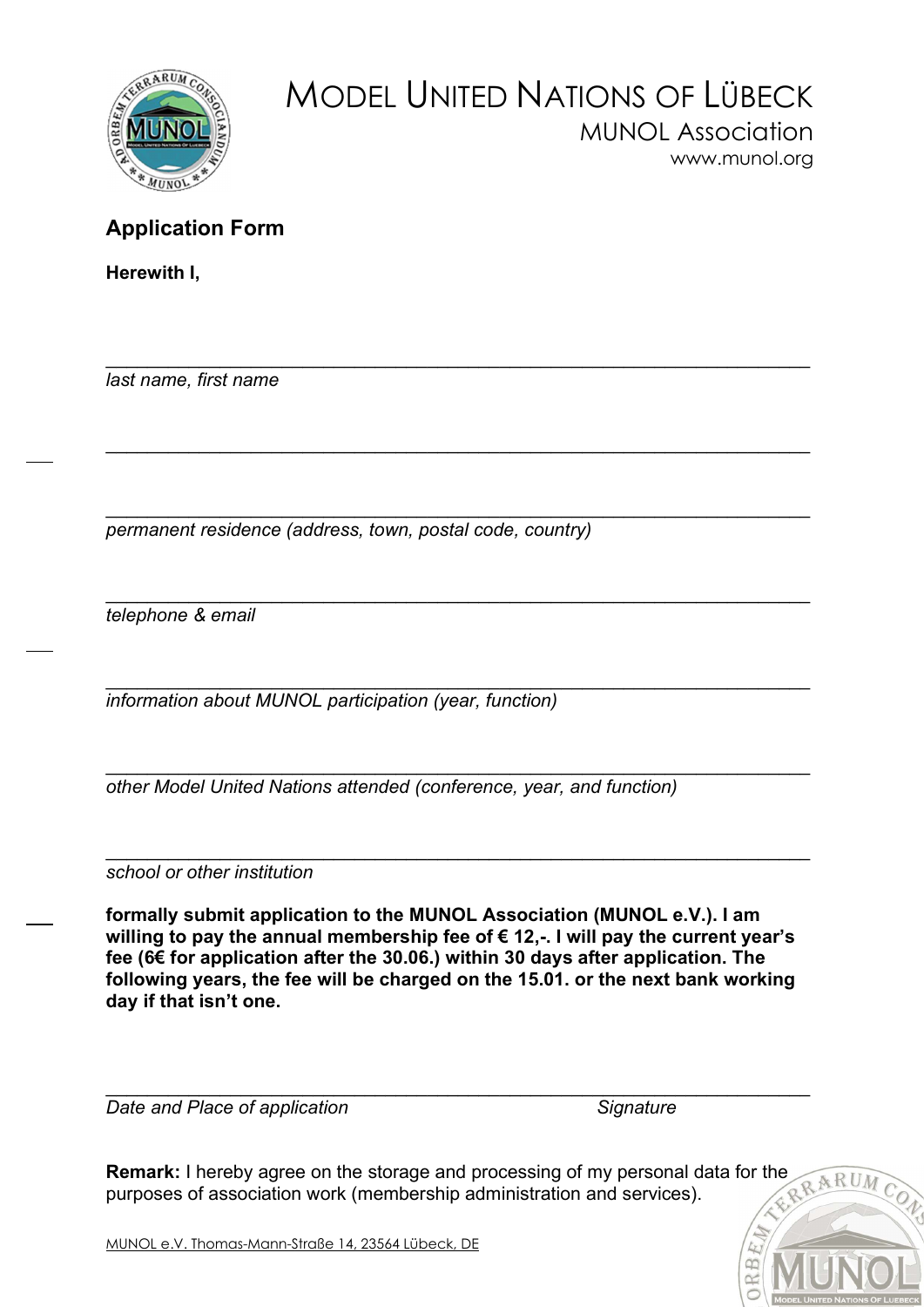# MODEL UNITED NATIONS OF LÜBECK

MUNOL Association

www.munol.org

## Application Form

**Herewith I,**

\_\_\_\_\_\_\_\_\_\_\_\_\_\_\_\_\_\_\_\_\_\_\_\_\_\_\_\_\_\_\_\_\_\_\_\_\_\_\_\_\_\_\_\_\_\_\_\_\_\_\_\_\_\_\_\_\_\_\_\_\_\_\_\_\_\_

*last name, first name*

\_\_\_\_\_\_\_\_\_\_\_\_\_\_\_\_\_\_\_\_\_\_\_\_\_\_\_\_\_\_\_\_\_\_\_\_\_\_\_\_\_\_\_\_\_\_\_\_\_\_\_\_\_\_\_\_\_\_\_\_\_\_\_\_\_\_

\_\_\_\_\_\_\_\_\_\_\_\_\_\_\_\_\_\_\_\_\_\_\_\_\_\_\_\_\_\_\_\_\_\_\_\_\_\_\_\_\_\_\_\_\_\_\_\_\_\_\_\_\_\_\_\_\_\_\_\_\_\_\_\_\_\_

*permanent residence (address, town, postal code, country)*

\_\_\_\_\_\_\_\_\_\_\_\_\_\_\_\_\_\_\_\_\_\_\_\_\_\_\_\_\_\_\_\_\_\_\_\_\_\_\_\_\_\_\_\_\_\_\_\_\_\_\_\_\_\_\_\_\_\_\_\_\_\_\_\_\_\_

*telephone & email*

\_\_\_\_\_\_\_\_\_\_\_\_\_\_\_\_\_\_\_\_\_\_\_\_\_\_\_\_\_\_\_\_\_\_\_\_\_\_\_\_\_\_\_\_\_\_\_\_\_\_\_\_\_\_\_\_\_\_\_\_\_\_\_\_\_\_

*information about MUNOL participation (year, function)*

\_\_\_\_\_\_\_\_\_\_\_\_\_\_\_\_\_\_\_\_\_\_\_\_\_\_\_\_\_\_\_\_\_\_\_\_\_\_\_\_\_\_\_\_\_\_\_\_\_\_\_\_\_\_\_\_\_\_\_\_\_\_\_\_\_\_

*other Model United Nations attended (conference, year, and function)*

\_\_\_\_\_\_\_\_\_\_\_\_\_\_\_\_\_\_\_\_\_\_\_\_\_\_\_\_\_\_\_\_\_\_\_\_\_\_\_\_\_\_\_\_\_\_\_\_\_\_\_\_\_\_\_\_\_\_\_\_\_\_\_\_\_\_

*school or other institution*

**formally submit application to the MUNOL Association (MUNOL e.V.). I am willing to pay the annual membership fee of € 12,-. I will pay the current year's fee (6€ for application after the 30.06.) within 30 days after application. The following years, the fee will be charged on the 15.01. or the next bank working day if that isn't one.**

\_\_\_\_\_\_\_\_\_\_\_\_\_\_\_\_\_\_\_\_\_\_\_\_\_\_\_\_\_\_\_\_\_\_\_\_\_\_\_\_\_\_\_\_\_\_\_\_\_\_\_\_\_\_\_\_\_\_\_\_\_\_\_\_\_\_

*Date and Place of application* *Signature*

**Remark:** I hereby agree on the storage and processing of my personal data for the purposes of association work (membership administration and services).

MUNOL e.V. Thomas-Mann-Straße 14, 23564 Lübeck, DE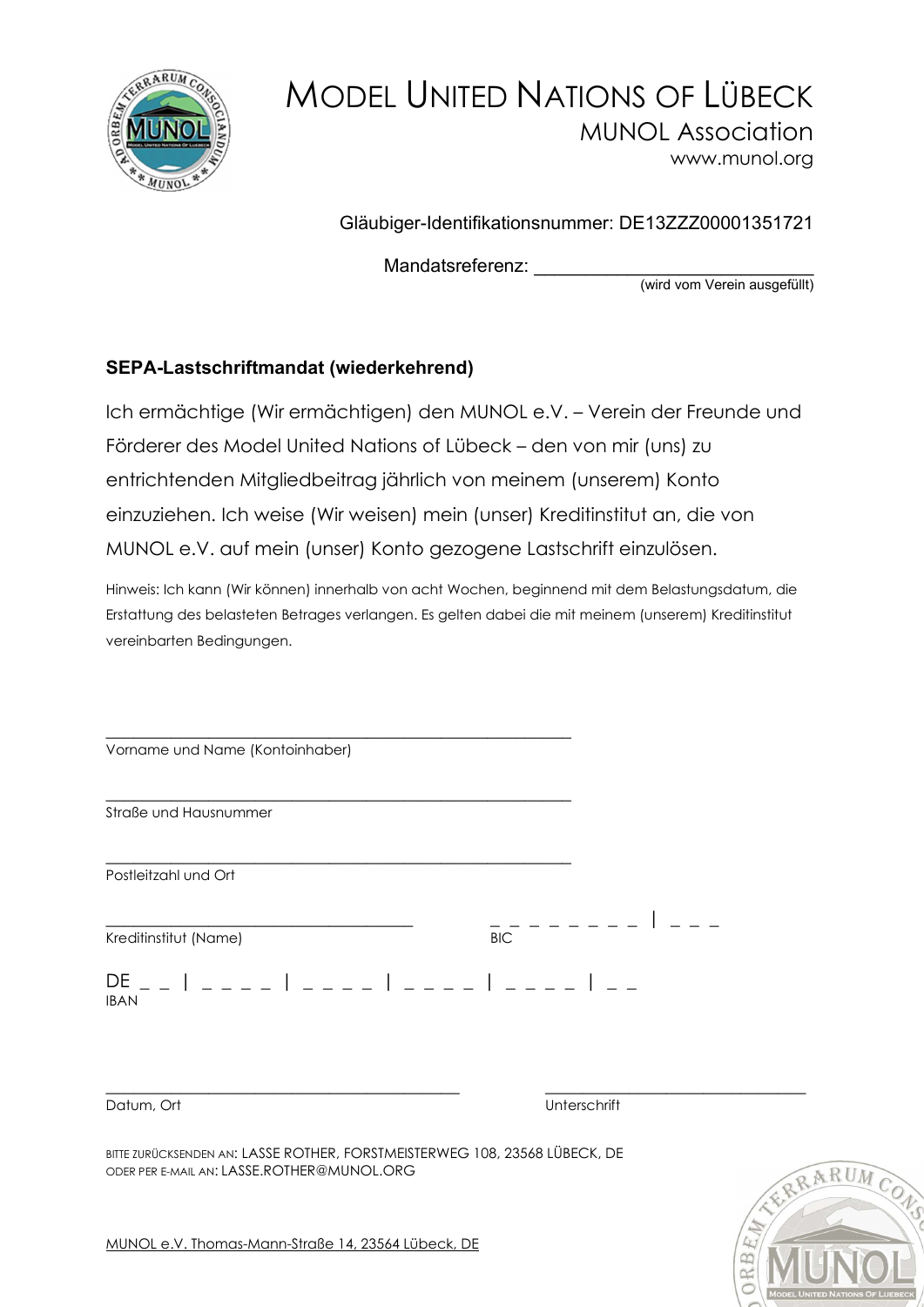# Model United Nations of Lübeck

MUNOL Association

www.munol.org

Gläubiger-Identifikationsnummer: DE13ZZZ00001351721

Mandatsreferenz: ______________________________
(wird vom Verein ausgefüllt)

**SEPA-Lastschriftmandat (wiederkehrend)**

Ich ermächtige (Wir ermächtigen) den MUNOL e.V. – Verein der Freunde und Förderer des Model United Nations of Lübeck – den von mir (uns) zu entrichtenden Mitgliedbeitrag jährlich von meinem (unserem) Konto einzuziehen. Ich weise (Wir weisen) mein (unser) Kreditinstitut an, die von MUNOL e.V. auf mein (unser) Konto gezogene Lastschrift einzulösen.

Hinweis: Ich kann (Wir können) innerhalb von acht Wochen, beginnend mit dem Belastungsdatum, die Erstattung des belasteten Betrages verlangen. Es gelten dabei die mit meinem (unserem) Kreditinstitut vereinbarten Bedingungen.

______________________________________________________
Vorname und Name (Kontoinhaber)

______________________________________________________
Straße und Hausnummer

______________________________________________________
Postleitzahl und Ort

____________________________________ _ _ _ _ _ _ _ _ | _ _ _
Kreditinstitut (Name) BIC

DE _ _ | _ _ _ _ | _ _ _ _ | _ _ _ _ | _ _ _ _ | _ _
IBAN

__________________________________________ ________________________________
Datum, Ort Unterschrift

BITTE ZURÜCKSENDEN AN: LASSE ROTHER, FORSTMEISTERWEG 108, 23568 LÜBECK, DE
ODER PER E-MAIL AN: LASSE.ROTHER@MUNOL.ORG

MUNOL e.V. Thomas-Mann-Straße 14, 23564 Lübeck, DE